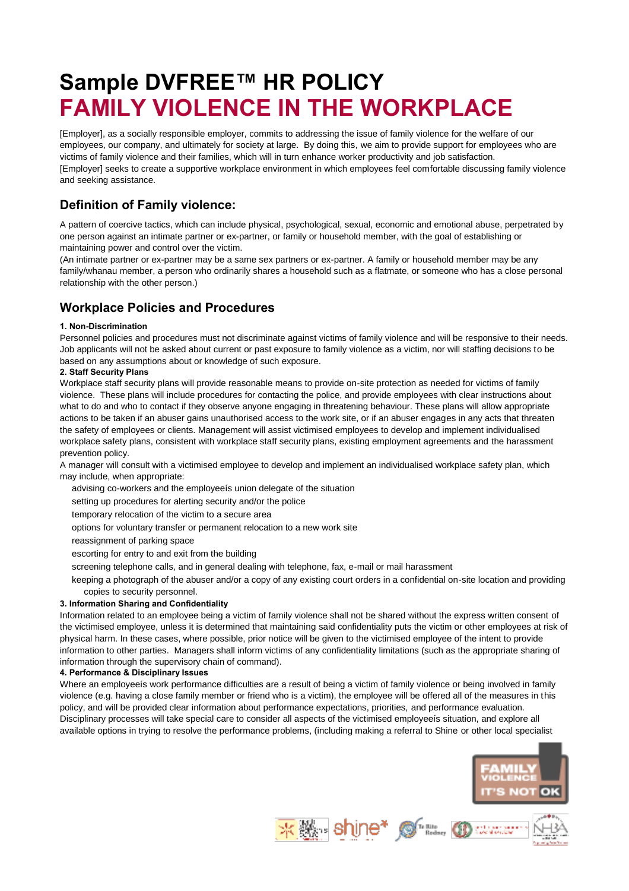# Sample DVFREE™ HR POLICY
# FAMILY VIOLENCE IN THE WORKPLACE

[Employer], as a socially responsible employer, commits to addressing the issue of family violence for the welfare of our employees, our company, and ultimately for society at large. By doing this, we aim to provide support for employees who are victims of family violence and their families, which will in turn enhance worker productivity and job satisfaction.
[Employer] seeks to create a supportive workplace environment in which employees feel comfortable discussing family violence and seeking assistance.

## Definition of Family violence:

A pattern of coercive tactics, which can include physical, psychological, sexual, economic and emotional abuse, perpetrated by one person against an intimate partner or ex-partner, or family or household member, with the goal of establishing or maintaining power and control over the victim.
(An intimate partner or ex-partner may be a same sex partners or ex-partner. A family or household member may be any family/whanau member, a person who ordinarily shares a household such as a flatmate, or someone who has a close personal relationship with the other person.)

## Workplace Policies and Procedures

**1. Non-Discrimination**

Personnel policies and procedures must not discriminate against victims of family violence and will be responsive to their needs. Job applicants will not be asked about current or past exposure to family violence as a victim, nor will staffing decisions to be based on any assumptions about or knowledge of such exposure.

**2. Staff Security Plans**

Workplace staff security plans will provide reasonable means to provide on-site protection as needed for victims of family violence. These plans will include procedures for contacting the police, and provide employees with clear instructions about what to do and who to contact if they observe anyone engaging in threatening behaviour. These plans will allow appropriate actions to be taken if an abuser gains unauthorised access to the work site, or if an abuser engages in any acts that threaten the safety of employees or clients. Management will assist victimised employees to develop and implement individualised workplace safety plans, consistent with workplace staff security plans, existing employment agreements and the harassment prevention policy.
A manager will consult with a victimised employee to develop and implement an individualised workplace safety plan, which may include, when appropriate:

- advising co-workers and the employeeís union delegate of the situation
- setting up procedures for alerting security and/or the police
- temporary relocation of the victim to a secure area
- options for voluntary transfer or permanent relocation to a new work site
- reassignment of parking space
- escorting for entry to and exit from the building
- screening telephone calls, and in general dealing with telephone, fax, e-mail or mail harassment
- keeping a photograph of the abuser and/or a copy of any existing court orders in a confidential on-site location and providing copies to security personnel.

**3. Information Sharing and Confidentiality**

Information related to an employee being a victim of family violence shall not be shared without the express written consent of the victimised employee, unless it is determined that maintaining said confidentiality puts the victim or other employees at risk of physical harm. In these cases, where possible, prior notice will be given to the victimised employee of the intent to provide information to other parties. Managers shall inform victims of any confidentiality limitations (such as the appropriate sharing of information through the supervisory chain of command).

**4. Performance & Disciplinary Issues**

Where an employeeís work performance difficulties are a result of being a victim of family violence or being involved in family violence (e.g. having a close family member or friend who is a victim), the employee will be offered all of the measures in this policy, and will be provided clear information about performance expectations, priorities, and performance evaluation. Disciplinary processes will take special care to consider all aspects of the victimised employeeís situation, and explore all available options in trying to resolve the performance problems, (including making a referral to Shine or other local specialist

FAMILY VIOLENCE IT'S NOT OK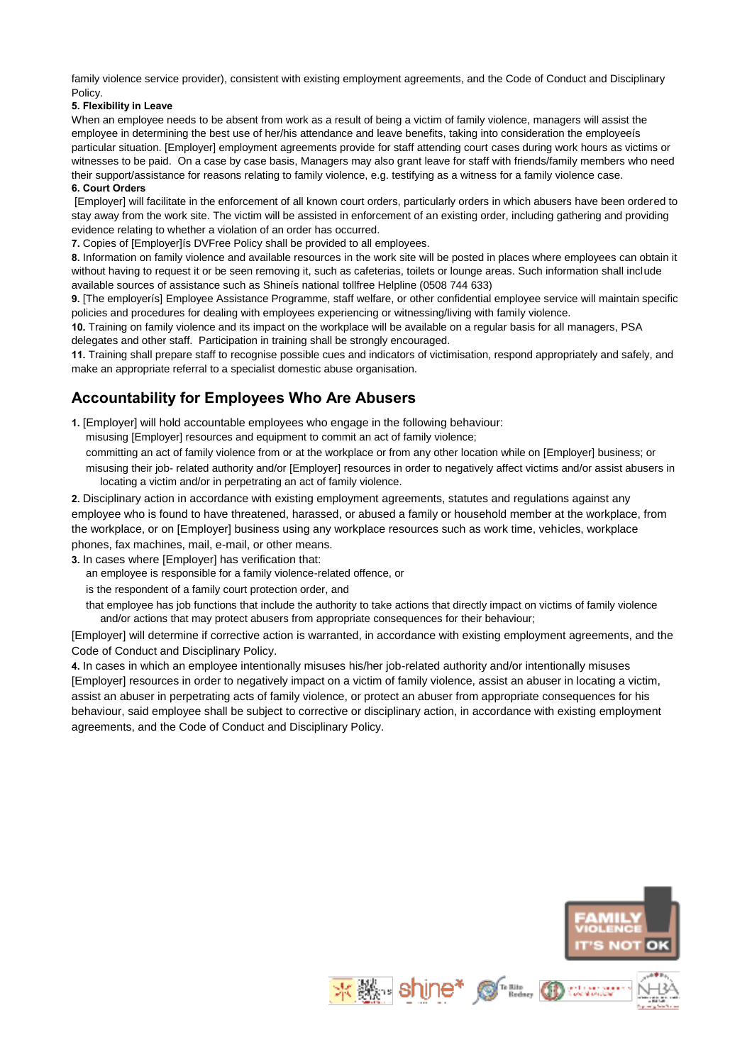family violence service provider), consistent with existing employment agreements, and the Code of Conduct and Disciplinary Policy.

**5. Flexibility in Leave**

When an employee needs to be absent from work as a result of being a victim of family violence, managers will assist the employee in determining the best use of her/his attendance and leave benefits, taking into consideration the employeeís particular situation. [Employer] employment agreements provide for staff attending court cases during work hours as victims or witnesses to be paid. On a case by case basis, Managers may also grant leave for staff with friends/family members who need their support/assistance for reasons relating to family violence, e.g. testifying as a witness for a family violence case.

**6. Court Orders**

[Employer] will facilitate in the enforcement of all known court orders, particularly orders in which abusers have been ordered to stay away from the work site. The victim will be assisted in enforcement of an existing order, including gathering and providing evidence relating to whether a violation of an order has occurred.

**7.** Copies of [Employer]ís DVFree Policy shall be provided to all employees.

**8.** Information on family violence and available resources in the work site will be posted in places where employees can obtain it without having to request it or be seen removing it, such as cafeterias, toilets or lounge areas. Such information shall include available sources of assistance such as Shineís national tollfree Helpline (0508 744 633)

**9.** [The employerís] Employee Assistance Programme, staff welfare, or other confidential employee service will maintain specific policies and procedures for dealing with employees experiencing or witnessing/living with family violence.

**10.** Training on family violence and its impact on the workplace will be available on a regular basis for all managers, PSA delegates and other staff. Participation in training shall be strongly encouraged.

**11.** Training shall prepare staff to recognise possible cues and indicators of victimisation, respond appropriately and safely, and make an appropriate referral to a specialist domestic abuse organisation.

## Accountability for Employees Who Are Abusers

**1.** [Employer] will hold accountable employees who engage in the following behaviour:

- misusing [Employer] resources and equipment to commit an act of family violence;
- committing an act of family violence from or at the workplace or from any other location while on [Employer] business; or
- misusing their job- related authority and/or [Employer] resources in order to negatively affect victims and/or assist abusers in locating a victim and/or in perpetrating an act of family violence.

**2.** Disciplinary action in accordance with existing employment agreements, statutes and regulations against any employee who is found to have threatened, harassed, or abused a family or household member at the workplace, from the workplace, or on [Employer] business using any workplace resources such as work time, vehicles, workplace phones, fax machines, mail, e-mail, or other means.

**3.** In cases where [Employer] has verification that:

- an employee is responsible for a family violence-related offence, or
- is the respondent of a family court protection order, and
- that employee has job functions that include the authority to take actions that directly impact on victims of family violence and/or actions that may protect abusers from appropriate consequences for their behaviour;

[Employer] will determine if corrective action is warranted, in accordance with existing employment agreements, and the Code of Conduct and Disciplinary Policy.

**4.** In cases in which an employee intentionally misuses his/her job-related authority and/or intentionally misuses [Employer] resources in order to negatively impact on a victim of family violence, assist an abuser in locating a victim, assist an abuser in perpetrating acts of family violence, or protect an abuser from appropriate consequences for his behaviour, said employee shall be subject to corrective or disciplinary action, in accordance with existing employment agreements, and the Code of Conduct and Disciplinary Policy.

FAMILY VIOLENCE IT'S NOT OK